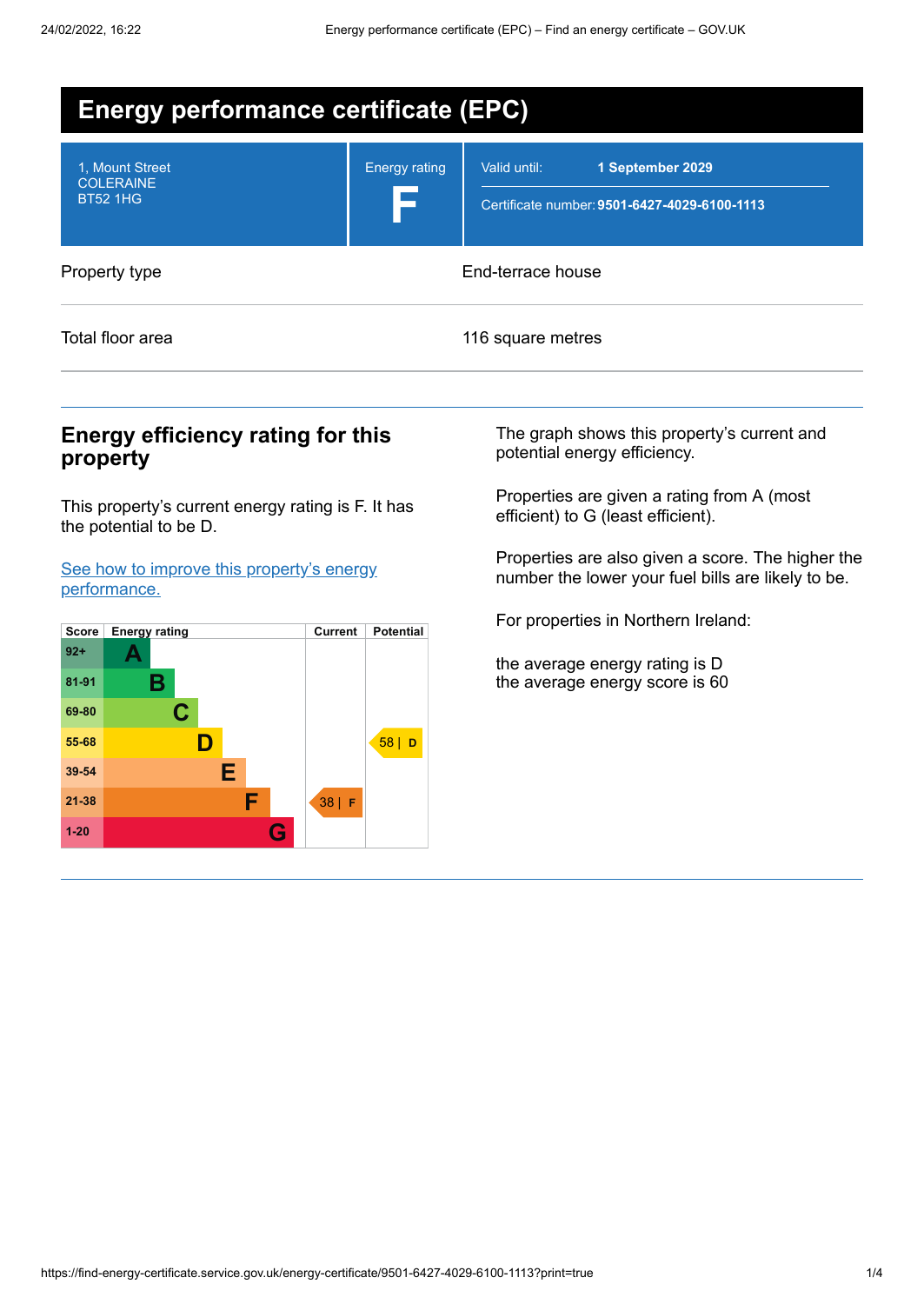# Energy performance certificate (EPC)

| 1, Mount Street<br>COLERAINE<br>BT52 1HG | Energy rating<br>**F** | Valid until: **1 September 2029**<br>Certificate number: **9501-6427-4029-6100-1113** |
|---|---|---|

| Property type | End-terrace house |
|---|---|
| Total floor area | 116 square metres |

## Energy efficiency rating for this property

This property's current energy rating is F. It has the potential to be D.

[See how to improve this property's energy performance.]

| Score | Energy rating | Current | Potential |
|---|---|---|---|
| 92+ | A | | |
| 81-91 | B | | |
| 69-80 | C | | |
| 55-68 | D | | 58 \| D |
| 39-54 | E | | |
| 21-38 | F | 38 \| F | |
| 1-20 | G | | |

The graph shows this property's current and potential energy efficiency.

Properties are given a rating from A (most efficient) to G (least efficient).

Properties are also given a score. The higher the number the lower your fuel bills are likely to be.

For properties in Northern Ireland:

the average energy rating is D
the average energy score is 60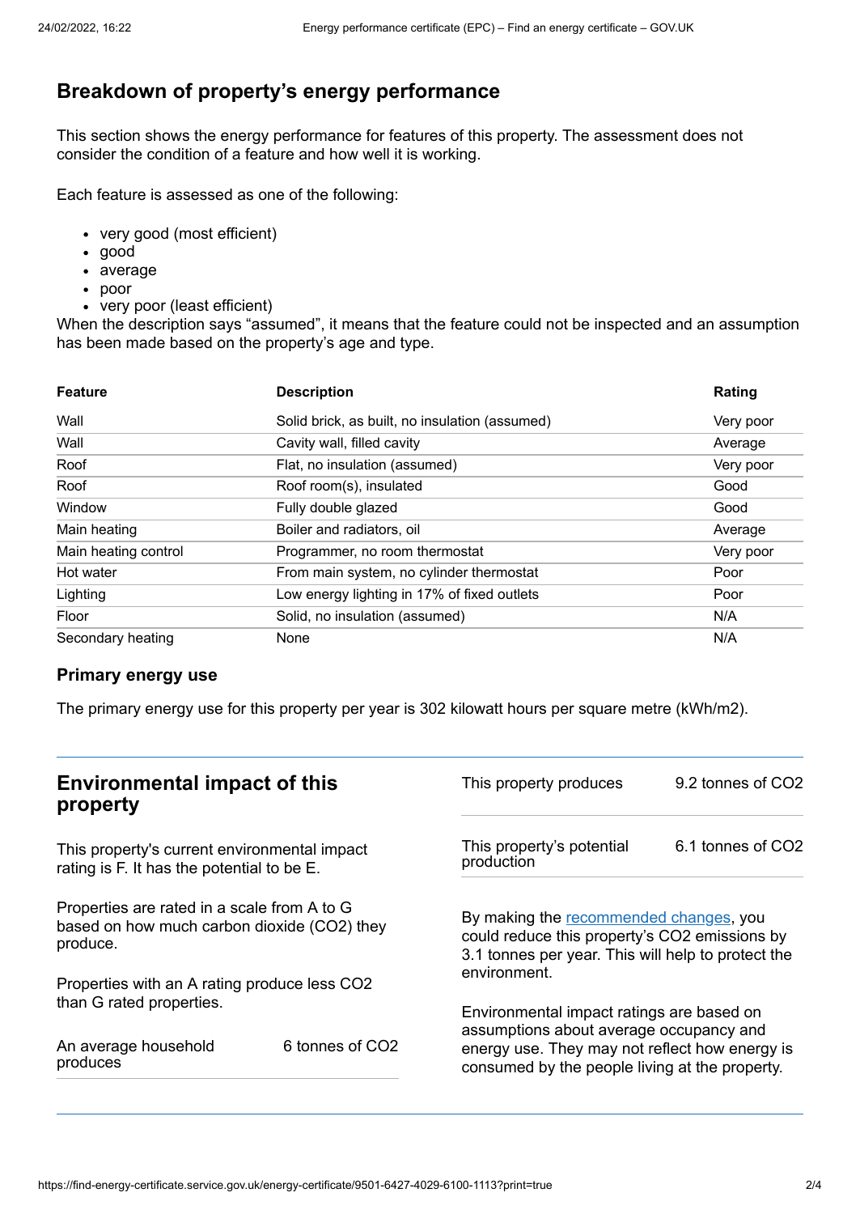## Breakdown of property's energy performance

This section shows the energy performance for features of this property. The assessment does not consider the condition of a feature and how well it is working.

Each feature is assessed as one of the following:

- very good (most efficient)
- good
- average
- poor
- very poor (least efficient)

When the description says "assumed", it means that the feature could not be inspected and an assumption has been made based on the property's age and type.

| Feature | Description | Rating |
|---|---|---|
| Wall | Solid brick, as built, no insulation (assumed) | Very poor |
| Wall | Cavity wall, filled cavity | Average |
| Roof | Flat, no insulation (assumed) | Very poor |
| Roof | Roof room(s), insulated | Good |
| Window | Fully double glazed | Good |
| Main heating | Boiler and radiators, oil | Average |
| Main heating control | Programmer, no room thermostat | Very poor |
| Hot water | From main system, no cylinder thermostat | Poor |
| Lighting | Low energy lighting in 17% of fixed outlets | Poor |
| Floor | Solid, no insulation (assumed) | N/A |
| Secondary heating | None | N/A |

### Primary energy use

The primary energy use for this property per year is 302 kilowatt hours per square metre (kWh/m2).

## Environmental impact of this property

This property's current environmental impact rating is F. It has the potential to be E.

Properties are rated in a scale from A to G based on how much carbon dioxide ($CO_2$) they produce.

Properties with an A rating produce less $CO_2$ than G rated properties.

| | |
|---|---|
| An average household produces | 6 tonnes of $CO_2$ |
| This property produces | 9.2 tonnes of $CO_2$ |
| This property's potential production | 6.1 tonnes of $CO_2$ |

By making the recommended changes, you could reduce this property's $CO_2$ emissions by 3.1 tonnes per year. This will help to protect the environment.

Environmental impact ratings are based on assumptions about average occupancy and energy use. They may not reflect how energy is consumed by the people living at the property.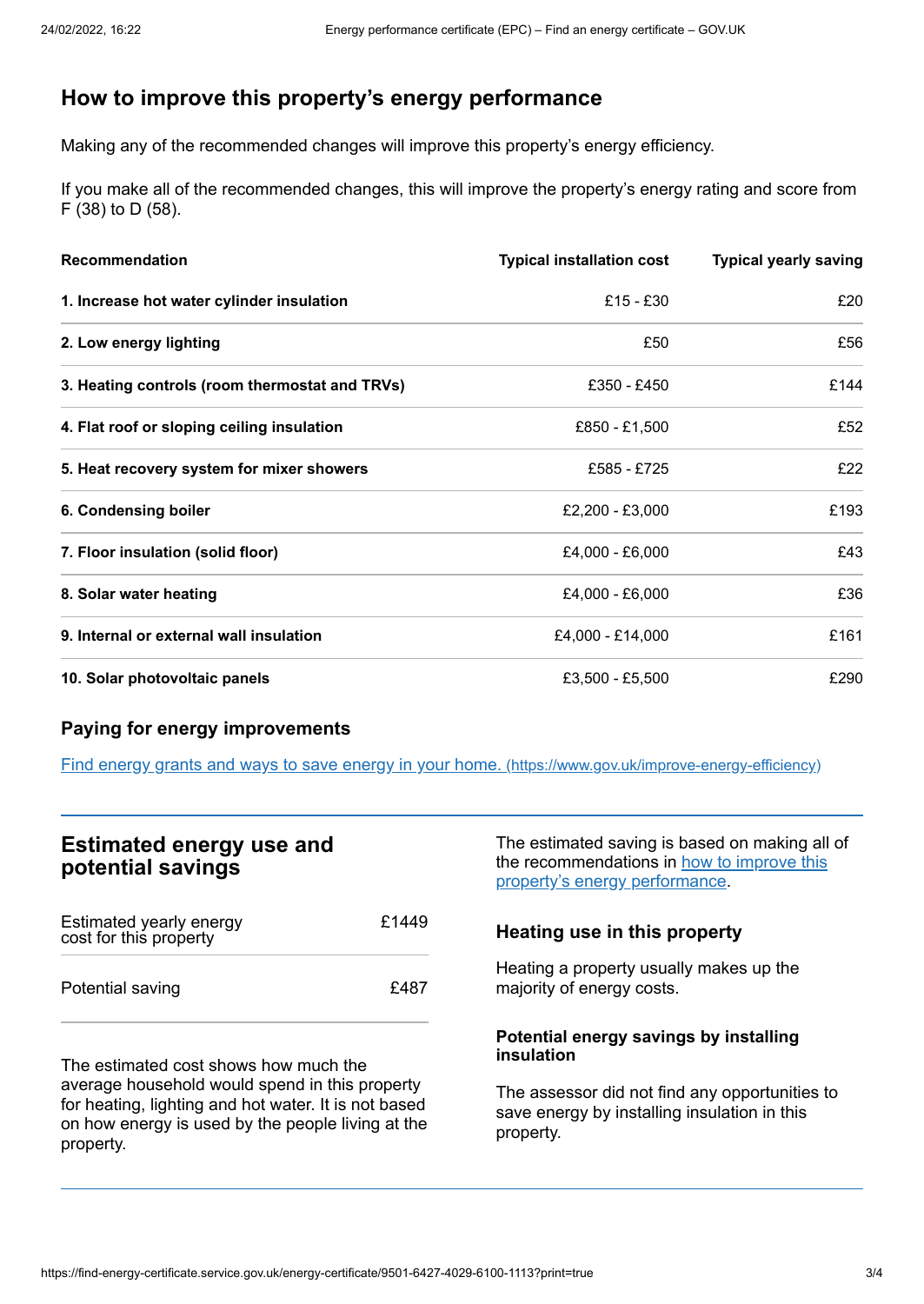## How to improve this property's energy performance

Making any of the recommended changes will improve this property's energy efficiency.

If you make all of the recommended changes, this will improve the property's energy rating and score from F (38) to D (58).

| Recommendation | Typical installation cost | Typical yearly saving |
|---|---|---|
| **1. Increase hot water cylinder insulation** | £15 - £30 | £20 |
| **2. Low energy lighting** | £50 | £56 |
| **3. Heating controls (room thermostat and TRVs)** | £350 - £450 | £144 |
| **4. Flat roof or sloping ceiling insulation** | £850 - £1,500 | £52 |
| **5. Heat recovery system for mixer showers** | £585 - £725 | £22 |
| **6. Condensing boiler** | £2,200 - £3,000 | £193 |
| **7. Floor insulation (solid floor)** | £4,000 - £6,000 | £43 |
| **8. Solar water heating** | £4,000 - £6,000 | £36 |
| **9. Internal or external wall insulation** | £4,000 - £14,000 | £161 |
| **10. Solar photovoltaic panels** | £3,500 - £5,500 | £290 |

### Paying for energy improvements

[Find energy grants and ways to save energy in your home.](https://www.gov.uk/improve-energy-efficiency) (https://www.gov.uk/improve-energy-efficiency)

## Estimated energy use and potential savings

| | |
|---|---|
| Estimated yearly energy cost for this property | £1449 |
| Potential saving | £487 |

The estimated cost shows how much the average household would spend in this property for heating, lighting and hot water. It is not based on how energy is used by the people living at the property.

The estimated saving is based on making all of the recommendations in how to improve this property's energy performance.

### Heating use in this property

Heating a property usually makes up the majority of energy costs.

#### Potential energy savings by installing insulation

The assessor did not find any opportunities to save energy by installing insulation in this property.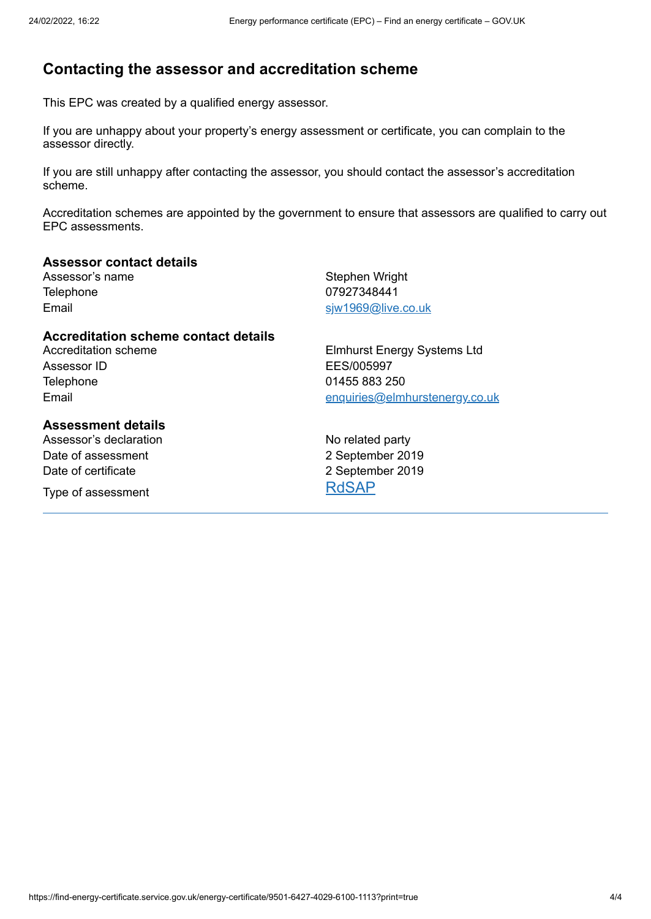## Contacting the assessor and accreditation scheme

This EPC was created by a qualified energy assessor.

If you are unhappy about your property's energy assessment or certificate, you can complain to the assessor directly.

If you are still unhappy after contacting the assessor, you should contact the assessor's accreditation scheme.

Accreditation schemes are appointed by the government to ensure that assessors are qualified to carry out EPC assessments.

### Assessor contact details

| | |
|---|---|
| Assessor's name | Stephen Wright |
| Telephone | 07927348441 |
| Email | sjw1969@live.co.uk |

### Accreditation scheme contact details

| | |
|---|---|
| Accreditation scheme | Elmhurst Energy Systems Ltd |
| Assessor ID | EES/005997 |
| Telephone | 01455 883 250 |
| Email | enquiries@elmhurstenergy.co.uk |

### Assessment details

| | |
|---|---|
| Assessor's declaration | No related party |
| Date of assessment | 2 September 2019 |
| Date of certificate | 2 September 2019 |
| Type of assessment | RdSAP |